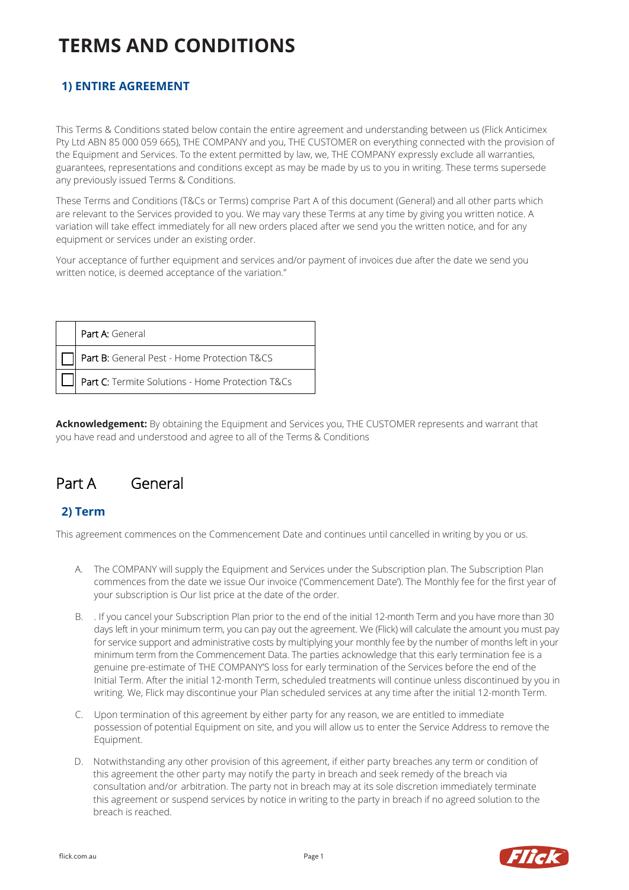# TERMS AND CONDITIONS

## 1) ENTIRE AGREEMENT

This Terms & Conditions stated below contain the entire agreement and understanding between us (Flick Anticimex Pty Ltd ABN 85 000 059 665), THE COMPANY and you, THE CUSTOMER on everything connected with the provision of the Equipment and Services. To the extent permitted by law, we, THE COMPANY expressly exclude all warranties, guarantees, representations and conditions except as may be made by us to you in writing. These terms supersede any previously issued Terms & Conditions.

These Terms and Conditions (T&Cs or Terms) comprise Part A of this document (General) and all other parts which are relevant to the Services provided to you. We may vary these Terms at any time by giving you written notice. A variation will take effect immediately for all new orders placed after we send you the written notice, and for any equipment or services under an existing order.

Your acceptance of further equipment and services and/or payment of invoices due after the date we send you written notice, is deemed acceptance of the variation."

| | |
|---|---|
| | **Part A:** General |
| ☐ | **Part B:** General Pest - Home Protection T&CS |
| ☐ | **Part C:** Termite Solutions - Home Protection T&Cs |

**Acknowledgement:** By obtaining the Equipment and Services you, THE CUSTOMER represents and warrant that you have read and understood and agree to all of the Terms & Conditions

# Part A General

## 2) Term

This agreement commences on the Commencement Date and continues until cancelled in writing by you or us.

A. The COMPANY will supply the Equipment and Services under the Subscription plan. The Subscription Plan commences from the date we issue Our invoice ('Commencement Date'). The Monthly fee for the first year of your subscription is Our list price at the date of the order.

B. . If you cancel your Subscription Plan prior to the end of the initial 12-month Term and you have more than 30 days left in your minimum term, you can pay out the agreement. We (Flick) will calculate the amount you must pay for service support and administrative costs by multiplying your monthly fee by the number of months left in your minimum term from the Commencement Data. The parties acknowledge that this early termination fee is a genuine pre-estimate of THE COMPANY'S loss for early termination of the Services before the end of the Initial Term. After the initial 12-month Term, scheduled treatments will continue unless discontinued by you in writing. We, Flick may discontinue your Plan scheduled services at any time after the initial 12-month Term.

C. Upon termination of this agreement by either party for any reason, we are entitled to immediate possession of potential Equipment on site, and you will allow us to enter the Service Address to remove the Equipment.

D. Notwithstanding any other provision of this agreement, if either party breaches any term or condition of this agreement the other party may notify the party in breach and seek remedy of the breach via consultation and/or arbitration. The party not in breach may at its sole discretion immediately terminate this agreement or suspend services by notice in writing to the party in breach if no agreed solution to the breach is reached.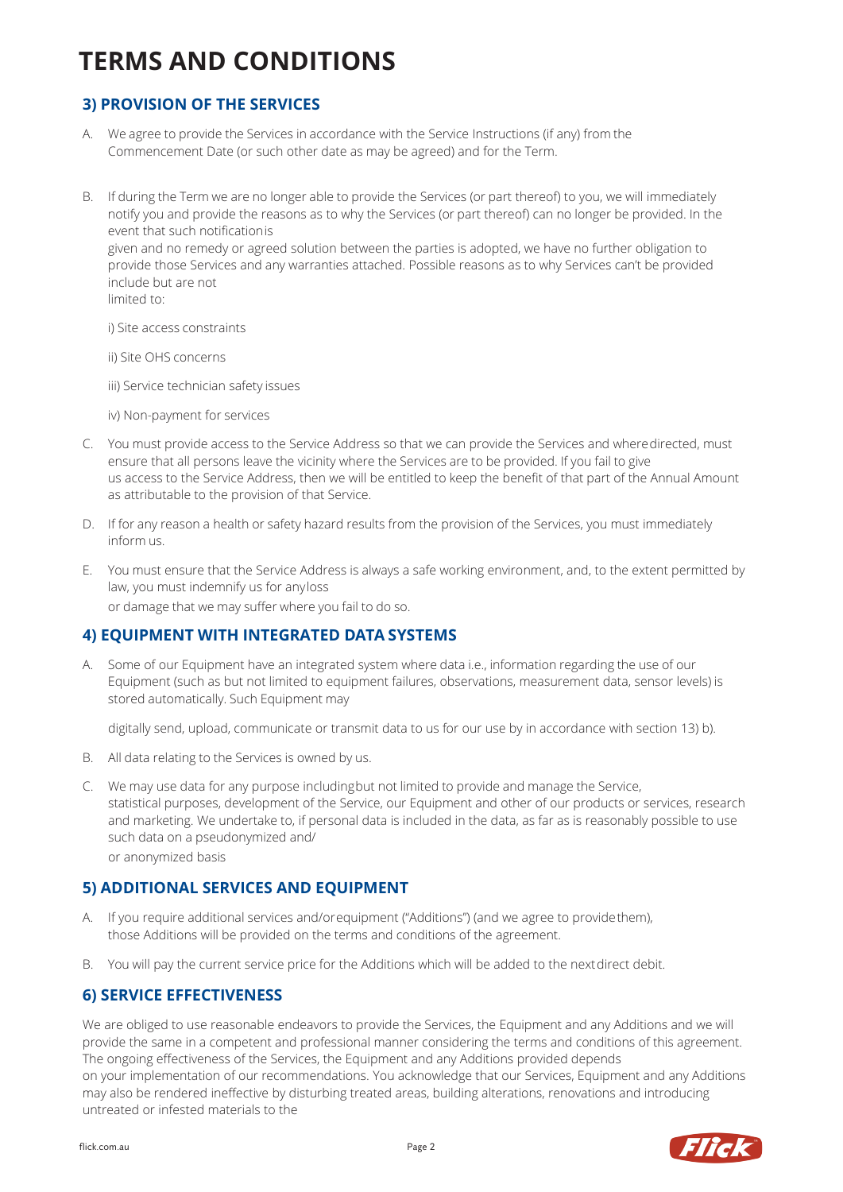# TERMS AND CONDITIONS

## 3) PROVISION OF THE SERVICES

A. We agree to provide the Services in accordance with the Service Instructions (if any) from the Commencement Date (or such other date as may be agreed) and for the Term.

B. If during the Term we are no longer able to provide the Services (or part thereof) to you, we will immediately notify you and provide the reasons as to why the Services (or part thereof) can no longer be provided. In the event that such notification is given and no remedy or agreed solution between the parties is adopted, we have no further obligation to provide those Services and any warranties attached. Possible reasons as to why Services can't be provided include but are not limited to:

   i) Site access constraints

   ii) Site OHS concerns

   iii) Service technician safety issues

   iv) Non-payment for services

C. You must provide access to the Service Address so that we can provide the Services and where directed, must ensure that all persons leave the vicinity where the Services are to be provided. If you fail to give us access to the Service Address, then we will be entitled to keep the benefit of that part of the Annual Amount as attributable to the provision of that Service.

D. If for any reason a health or safety hazard results from the provision of the Services, you must immediately inform us.

E. You must ensure that the Service Address is always a safe working environment, and, to the extent permitted by law, you must indemnify us for any loss or damage that we may suffer where you fail to do so.

## 4) EQUIPMENT WITH INTEGRATED DATA SYSTEMS

A. Some of our Equipment have an integrated system where data i.e., information regarding the use of our Equipment (such as but not limited to equipment failures, observations, measurement data, sensor levels) is stored automatically. Such Equipment may digitally send, upload, communicate or transmit data to us for our use by in accordance with section 13) b).

B. All data relating to the Services is owned by us.

C. We may use data for any purpose including but not limited to provide and manage the Service, statistical purposes, development of the Service, our Equipment and other of our products or services, research and marketing. We undertake to, if personal data is included in the data, as far as is reasonably possible to use such data on a pseudonymized and/ or anonymized basis

## 5) ADDITIONAL SERVICES AND EQUIPMENT

A. If you require additional services and/or equipment ("Additions") (and we agree to provide them), those Additions will be provided on the terms and conditions of the agreement.

B. You will pay the current service price for the Additions which will be added to the next direct debit.

## 6) SERVICE EFFECTIVENESS

We are obliged to use reasonable endeavors to provide the Services, the Equipment and any Additions and we will provide the same in a competent and professional manner considering the terms and conditions of this agreement. The ongoing effectiveness of the Services, the Equipment and any Additions provided depends on your implementation of our recommendations. You acknowledge that our Services, Equipment and any Additions may also be rendered ineffective by disturbing treated areas, building alterations, renovations and introducing untreated or infested materials to the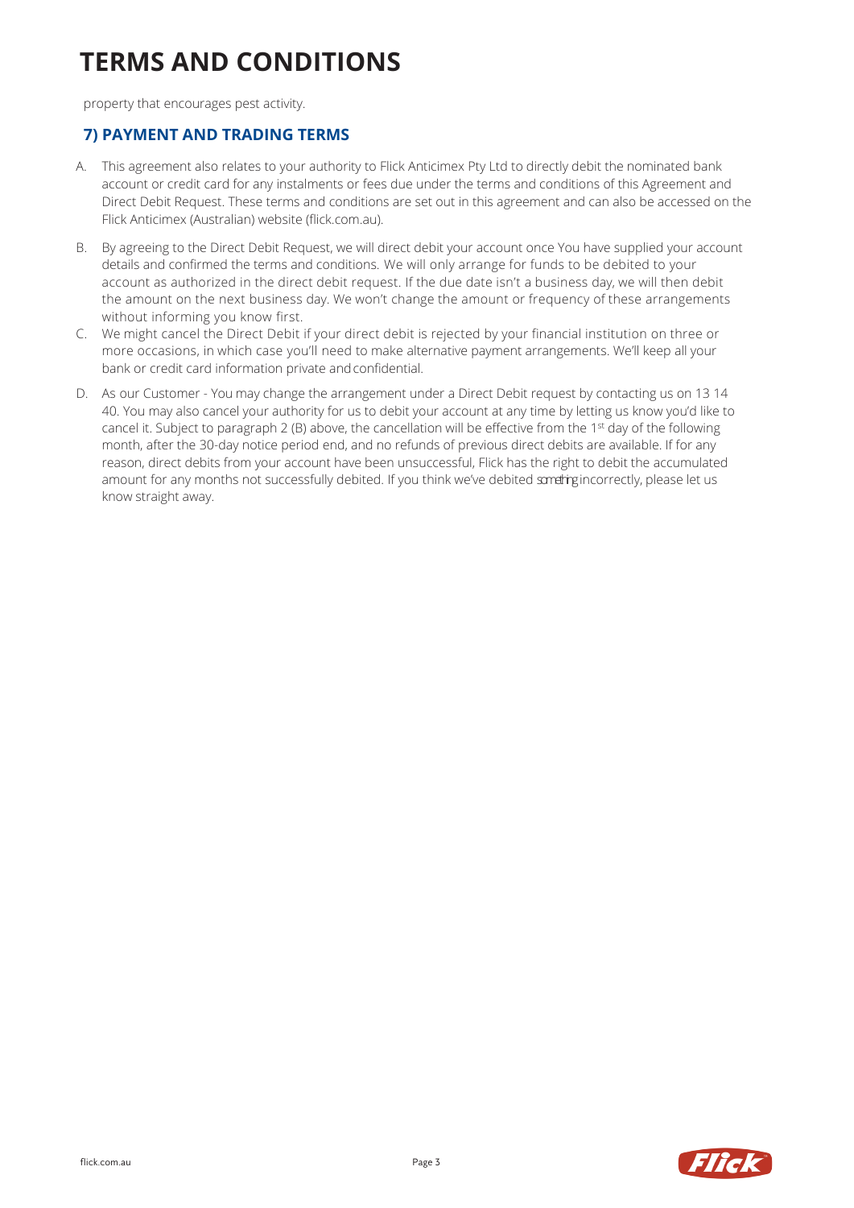# TERMS AND CONDITIONS

property that encourages pest activity.

## 7) PAYMENT AND TRADING TERMS

A. This agreement also relates to your authority to Flick Anticimex Pty Ltd to directly debit the nominated bank account or credit card for any instalments or fees due under the terms and conditions of this Agreement and Direct Debit Request. These terms and conditions are set out in this agreement and can also be accessed on the Flick Anticimex (Australian) website (flick.com.au).

B. By agreeing to the Direct Debit Request, we will direct debit your account once You have supplied your account details and confirmed the terms and conditions. We will only arrange for funds to be debited to your account as authorized in the direct debit request. If the due date isn't a business day, we will then debit the amount on the next business day. We won't change the amount or frequency of these arrangements without informing you know first.

C. We might cancel the Direct Debit if your direct debit is rejected by your financial institution on three or more occasions, in which case you'll need to make alternative payment arrangements. We'll keep all your bank or credit card information private and confidential.

D. As our Customer - You may change the arrangement under a Direct Debit request by contacting us on 13 14 40. You may also cancel your authority for us to debit your account at any time by letting us know you'd like to cancel it. Subject to paragraph 2 (B) above, the cancellation will be effective from the 1st day of the following month, after the 30-day notice period end, and no refunds of previous direct debits are available. If for any reason, direct debits from your account have been unsuccessful, Flick has the right to debit the accumulated amount for any months not successfully debited. If you think we've debited something incorrectly, please let us know straight away.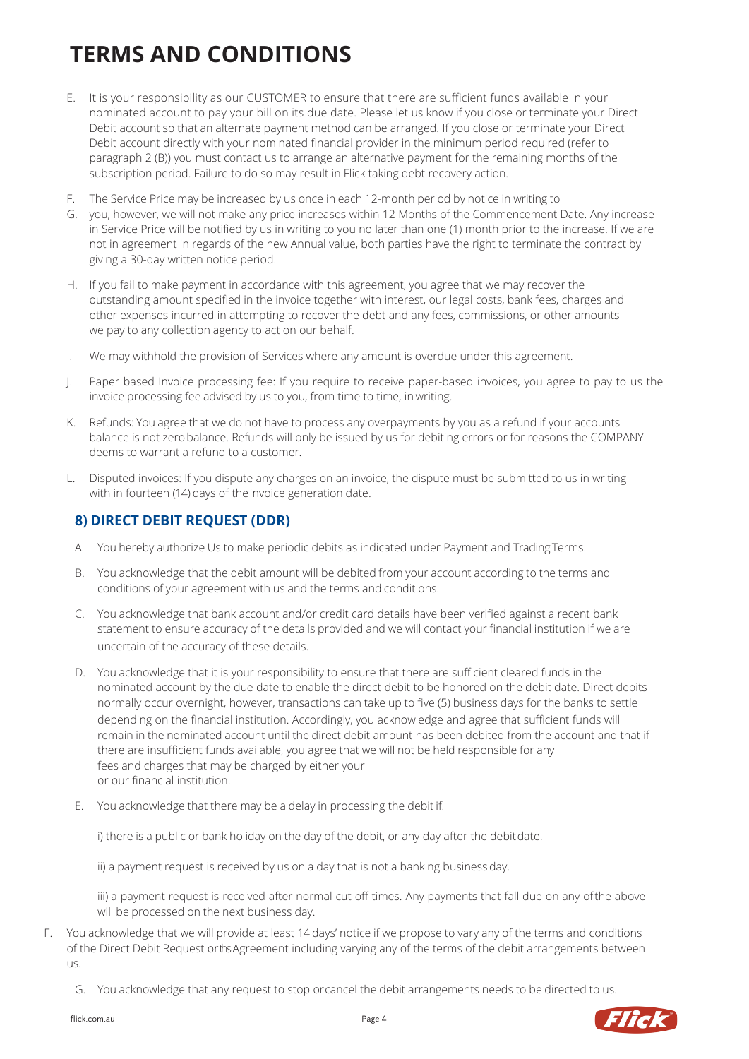# TERMS AND CONDITIONS

E. It is your responsibility as our CUSTOMER to ensure that there are sufficient funds available in your nominated account to pay your bill on its due date. Please let us know if you close or terminate your Direct Debit account so that an alternate payment method can be arranged. If you close or terminate your Direct Debit account directly with your nominated financial provider in the minimum period required (refer to paragraph 2 (B)) you must contact us to arrange an alternative payment for the remaining months of the subscription period. Failure to do so may result in Flick taking debt recovery action.

F. The Service Price may be increased by us once in each 12-month period by notice in writing to

G. you, however, we will not make any price increases within 12 Months of the Commencement Date. Any increase in Service Price will be notified by us in writing to you no later than one (1) month prior to the increase. If we are not in agreement in regards of the new Annual value, both parties have the right to terminate the contract by giving a 30-day written notice period.

H. If you fail to make payment in accordance with this agreement, you agree that we may recover the outstanding amount specified in the invoice together with interest, our legal costs, bank fees, charges and other expenses incurred in attempting to recover the debt and any fees, commissions, or other amounts we pay to any collection agency to act on our behalf.

I. We may withhold the provision of Services where any amount is overdue under this agreement.

J. Paper based Invoice processing fee: If you require to receive paper-based invoices, you agree to pay to us the invoice processing fee advised by us to you, from time to time, in writing.

K. Refunds: You agree that we do not have to process any overpayments by you as a refund if your accounts balance is not zero balance. Refunds will only be issued by us for debiting errors or for reasons the COMPANY deems to warrant a refund to a customer.

L. Disputed invoices: If you dispute any charges on an invoice, the dispute must be submitted to us in writing with in fourteen (14) days of the invoice generation date.

## 8) DIRECT DEBIT REQUEST (DDR)

A. You hereby authorize Us to make periodic debits as indicated under Payment and Trading Terms.

B. You acknowledge that the debit amount will be debited from your account according to the terms and conditions of your agreement with us and the terms and conditions.

C. You acknowledge that bank account and/or credit card details have been verified against a recent bank statement to ensure accuracy of the details provided and we will contact your financial institution if we are uncertain of the accuracy of these details.

D. You acknowledge that it is your responsibility to ensure that there are sufficient cleared funds in the nominated account by the due date to enable the direct debit to be honored on the debit date. Direct debits normally occur overnight, however, transactions can take up to five (5) business days for the banks to settle depending on the financial institution. Accordingly, you acknowledge and agree that sufficient funds will remain in the nominated account until the direct debit amount has been debited from the account and that if there are insufficient funds available, you agree that we will not be held responsible for any fees and charges that may be charged by either your or our financial institution.

E. You acknowledge that there may be a delay in processing the debit if.

i) there is a public or bank holiday on the day of the debit, or any day after the debit date.

ii) a payment request is received by us on a day that is not a banking business day.

iii) a payment request is received after normal cut off times. Any payments that fall due on any of the above will be processed on the next business day.

F. You acknowledge that we will provide at least 14 days' notice if we propose to vary any of the terms and conditions of the Direct Debit Request or this Agreement including varying any of the terms of the debit arrangements between us.

G. You acknowledge that any request to stop or cancel the debit arrangements needs to be directed to us.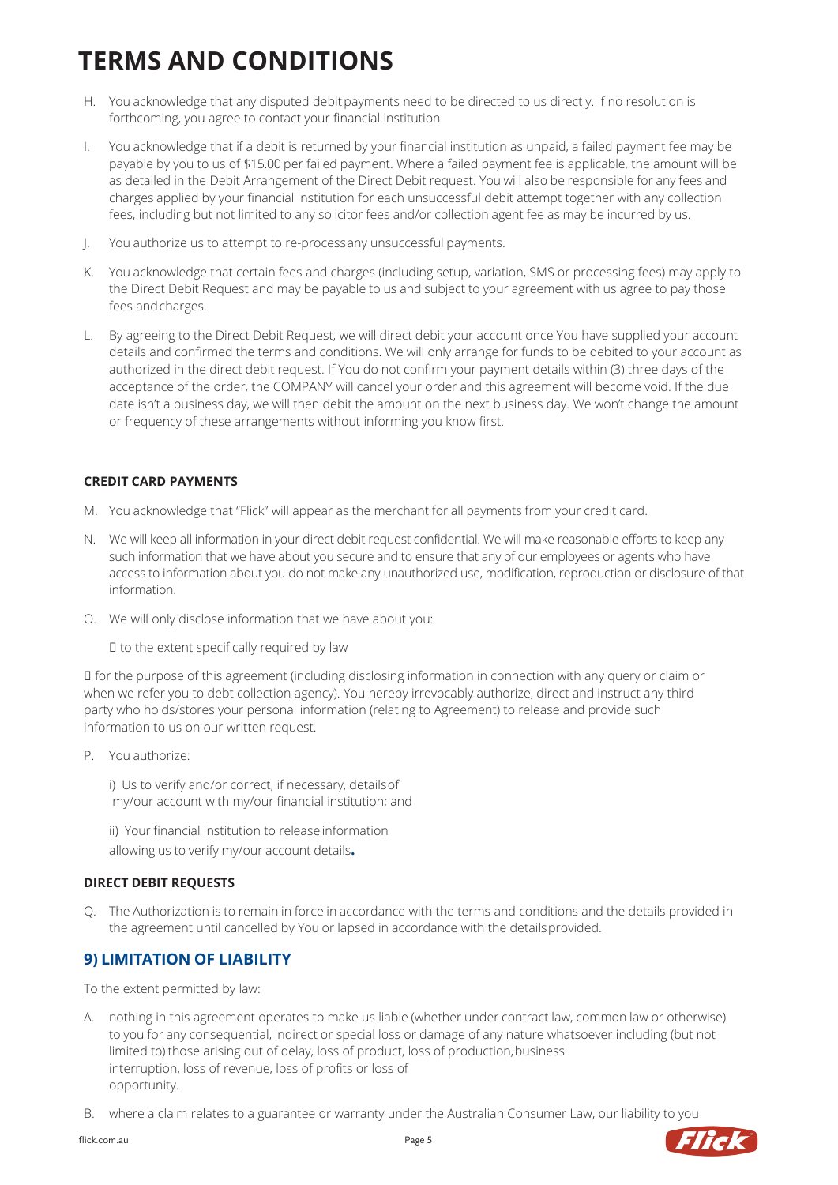# TERMS AND CONDITIONS

H. You acknowledge that any disputed debit payments need to be directed to us directly. If no resolution is forthcoming, you agree to contact your financial institution.

I. You acknowledge that if a debit is returned by your financial institution as unpaid, a failed payment fee may be payable by you to us of $15.00 per failed payment. Where a failed payment fee is applicable, the amount will be as detailed in the Debit Arrangement of the Direct Debit request. You will also be responsible for any fees and charges applied by your financial institution for each unsuccessful debit attempt together with any collection fees, including but not limited to any solicitor fees and/or collection agent fee as may be incurred by us.

J. You authorize us to attempt to re-process any unsuccessful payments.

K. You acknowledge that certain fees and charges (including setup, variation, SMS or processing fees) may apply to the Direct Debit Request and may be payable to us and subject to your agreement with us agree to pay those fees and charges.

L. By agreeing to the Direct Debit Request, we will direct debit your account once You have supplied your account details and confirmed the terms and conditions. We will only arrange for funds to be debited to your account as authorized in the direct debit request. If You do not confirm your payment details within (3) three days of the acceptance of the order, the COMPANY will cancel your order and this agreement will become void. If the due date isn't a business day, we will then debit the amount on the next business day. We won't change the amount or frequency of these arrangements without informing you know first.

### CREDIT CARD PAYMENTS

M. You acknowledge that "Flick" will appear as the merchant for all payments from your credit card.

N. We will keep all information in your direct debit request confidential. We will make reasonable efforts to keep any such information that we have about you secure and to ensure that any of our employees or agents who have access to information about you do not make any unauthorized use, modification, reproduction or disclosure of that information.

O. We will only disclose information that we have about you:

- to the extent specifically required by law
- for the purpose of this agreement (including disclosing information in connection with any query or claim or when we refer you to debt collection agency). You hereby irrevocably authorize, direct and instruct any third party who holds/stores your personal information (relating to Agreement) to release and provide such information to us on our written request.

P. You authorize:

i) Us to verify and/or correct, if necessary, details of my/our account with my/our financial institution; and

ii) Your financial institution to release information allowing us to verify my/our account details.

### DIRECT DEBIT REQUESTS

Q. The Authorization is to remain in force in accordance with the terms and conditions and the details provided in the agreement until cancelled by You or lapsed in accordance with the details provided.

## 9) LIMITATION OF LIABILITY

To the extent permitted by law:

A. nothing in this agreement operates to make us liable (whether under contract law, common law or otherwise) to you for any consequential, indirect or special loss or damage of any nature whatsoever including (but not limited to) those arising out of delay, loss of product, loss of production, business interruption, loss of revenue, loss of profits or loss of opportunity.

B. where a claim relates to a guarantee or warranty under the Australian Consumer Law, our liability to you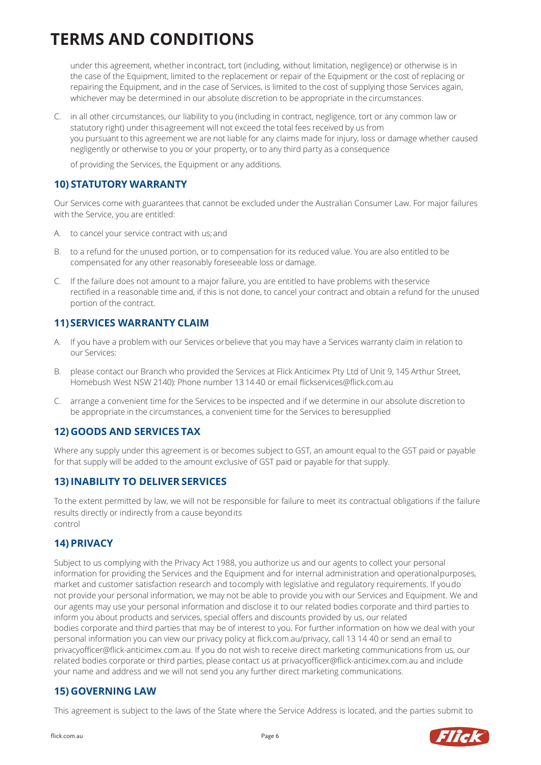# TERMS AND CONDITIONS

under this agreement, whether in contract, tort (including, without limitation, negligence) or otherwise is in the case of the Equipment, limited to the replacement or repair of the Equipment or the cost of replacing or repairing the Equipment, and in the case of Services, is limited to the cost of supplying those Services again, whichever may be determined in our absolute discretion to be appropriate in the circumstances.

C. in all other circumstances, our liability to you (including in contract, negligence, tort or any common law or statutory right) under this agreement will not exceed the total fees received by us from you pursuant to this agreement we are not liable for any claims made for injury, loss or damage whether caused negligently or otherwise to you or your property, or to any third party as a consequence

of providing the Services, the Equipment or any additions.

## 10) STATUTORY WARRANTY

Our Services come with guarantees that cannot be excluded under the Australian Consumer Law. For major failures with the Service, you are entitled:

A. to cancel your service contract with us; and

B. to a refund for the unused portion, or to compensation for its reduced value. You are also entitled to be compensated for any other reasonably foreseeable loss or damage.

C. If the failure does not amount to a major failure, you are entitled to have problems with the service rectified in a reasonable time and, if this is not done, to cancel your contract and obtain a refund for the unused portion of the contract.

## 11) SERVICES WARRANTY CLAIM

A. If you have a problem with our Services or believe that you may have a Services warranty claim in relation to our Services:

B. please contact our Branch who provided the Services at Flick Anticimex Pty Ltd of Unit 9, 145 Arthur Street, Homebush West NSW 2140): Phone number 13 14 40 or email flickservices@flick.com.au

C. arrange a convenient time for the Services to be inspected and if we determine in our absolute discretion to be appropriate in the circumstances, a convenient time for the Services to be resupplied

## 12) GOODS AND SERVICES TAX

Where any supply under this agreement is or becomes subject to GST, an amount equal to the GST paid or payable for that supply will be added to the amount exclusive of GST paid or payable for that supply.

## 13) INABILITY TO DELIVER SERVICES

To the extent permitted by law, we will not be responsible for failure to meet its contractual obligations if the failure results directly or indirectly from a cause beyond its control

## 14) PRIVACY

Subject to us complying with the Privacy Act 1988, you authorize us and our agents to collect your personal information for providing the Services and the Equipment and for internal administration and operational purposes, market and customer satisfaction research and to comply with legislative and regulatory requirements. If you do not provide your personal information, we may not be able to provide you with our Services and Equipment. We and our agents may use your personal information and disclose it to our related bodies corporate and third parties to inform you about products and services, special offers and discounts provided by us, our related bodies corporate and third parties that may be of interest to you. For further information on how we deal with your personal information you can view our privacy policy at flick.com.au/privacy, call 13 14 40 or send an email to privacyofficer@flick-anticimex.com.au. If you do not wish to receive direct marketing communications from us, our related bodies corporate or third parties, please contact us at privacyofficer@flick-anticimex.com.au and include your name and address and we will not send you any further direct marketing communications.

## 15) GOVERNING LAW

This agreement is subject to the laws of the State where the Service Address is located, and the parties submit to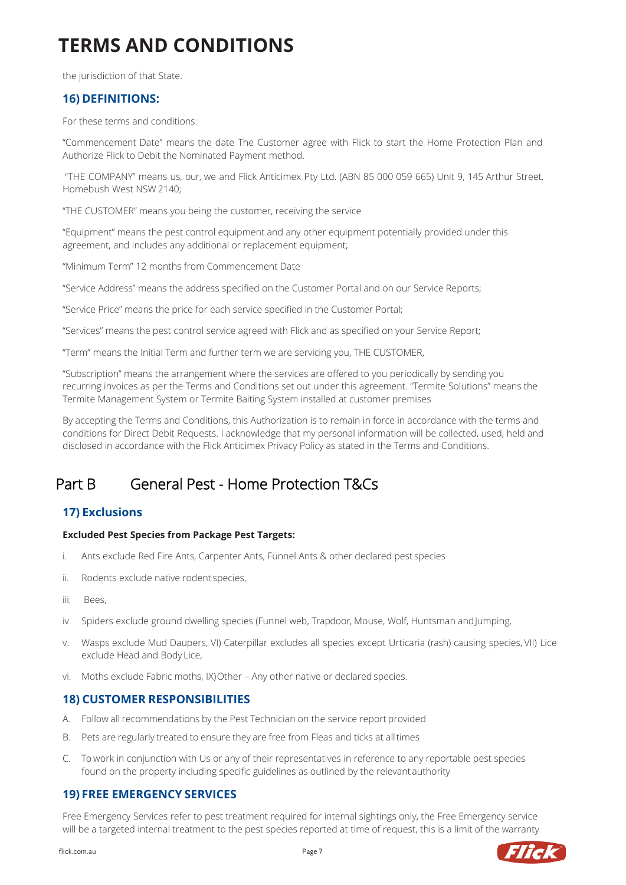# TERMS AND CONDITIONS

the jurisdiction of that State.

## 16) DEFINITIONS:

For these terms and conditions:

"Commencement Date" means the date The Customer agree with Flick to start the Home Protection Plan and Authorize Flick to Debit the Nominated Payment method.

"THE COMPANY" means us, our, we and Flick Anticimex Pty Ltd. (ABN 85 000 059 665) Unit 9, 145 Arthur Street, Homebush West NSW 2140;

"THE CUSTOMER" means you being the customer, receiving the service

"Equipment" means the pest control equipment and any other equipment potentially provided under this agreement, and includes any additional or replacement equipment;

"Minimum Term" 12 months from Commencement Date

"Service Address" means the address specified on the Customer Portal and on our Service Reports;

"Service Price" means the price for each service specified in the Customer Portal;

"Services" means the pest control service agreed with Flick and as specified on your Service Report;

"Term" means the Initial Term and further term we are servicing you, THE CUSTOMER,

"Subscription" means the arrangement where the services are offered to you periodically by sending you recurring invoices as per the Terms and Conditions set out under this agreement. "Termite Solutions" means the Termite Management System or Termite Baiting System installed at customer premises

By accepting the Terms and Conditions, this Authorization is to remain in force in accordance with the terms and conditions for Direct Debit Requests. I acknowledge that my personal information will be collected, used, held and disclosed in accordance with the Flick Anticimex Privacy Policy as stated in the Terms and Conditions.

# Part B General Pest - Home Protection T&Cs

## 17) Exclusions

**Excluded Pest Species from Package Pest Targets:**

i. Ants exclude Red Fire Ants, Carpenter Ants, Funnel Ants & other declared pest species

ii. Rodents exclude native rodent species,

iii. Bees,

iv. Spiders exclude ground dwelling species (Funnel web, Trapdoor, Mouse, Wolf, Huntsman and Jumping,

v. Wasps exclude Mud Daupers, VI) Caterpillar excludes all species except Urticaria (rash) causing species, VII) Lice exclude Head and Body Lice,

vi. Moths exclude Fabric moths, IX) Other – Any other native or declared species.

## 18) CUSTOMER RESPONSIBILITIES

A. Follow all recommendations by the Pest Technician on the service report provided

B. Pets are regularly treated to ensure they are free from Fleas and ticks at all times

C. To work in conjunction with Us or any of their representatives in reference to any reportable pest species found on the property including specific guidelines as outlined by the relevant authority

## 19) FREE EMERGENCY SERVICES

Free Emergency Services refer to pest treatment required for internal sightings only, the Free Emergency service will be a targeted internal treatment to the pest species reported at time of request, this is a limit of the warranty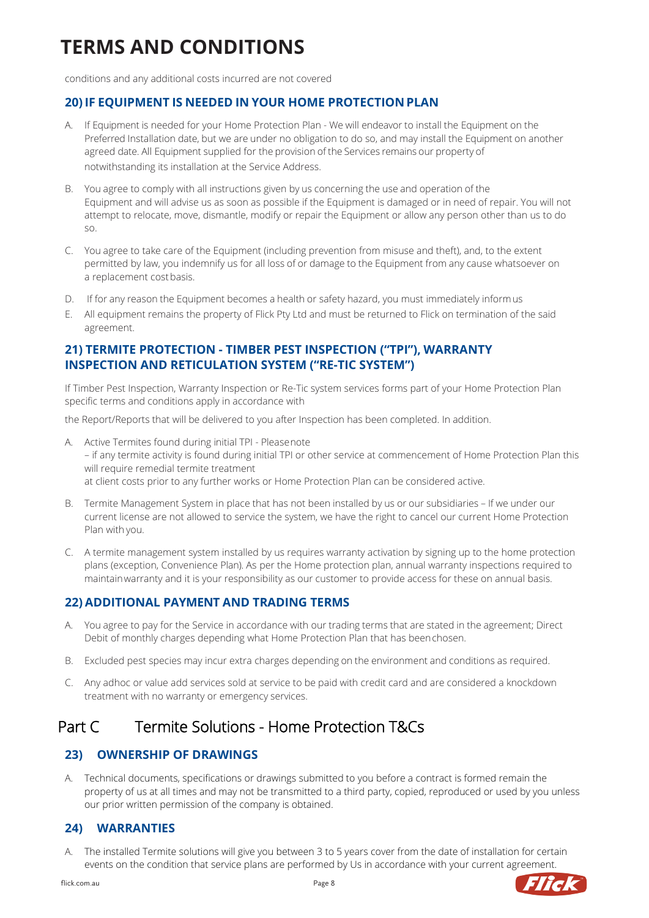# TERMS AND CONDITIONS

conditions and any additional costs incurred are not covered

### 20) IF EQUIPMENT IS NEEDED IN YOUR HOME PROTECTION PLAN

A. If Equipment is needed for your Home Protection Plan - We will endeavor to install the Equipment on the Preferred Installation date, but we are under no obligation to do so, and may install the Equipment on another agreed date. All Equipment supplied for the provision of the Services remains our property of notwithstanding its installation at the Service Address.

B. You agree to comply with all instructions given by us concerning the use and operation of the Equipment and will advise us as soon as possible if the Equipment is damaged or in need of repair. You will not attempt to relocate, move, dismantle, modify or repair the Equipment or allow any person other than us to do so.

C. You agree to take care of the Equipment (including prevention from misuse and theft), and, to the extent permitted by law, you indemnify us for all loss of or damage to the Equipment from any cause whatsoever on a replacement cost basis.

D. If for any reason the Equipment becomes a health or safety hazard, you must immediately inform us

E. All equipment remains the property of Flick Pty Ltd and must be returned to Flick on termination of the said agreement.

### 21) TERMITE PROTECTION - TIMBER PEST INSPECTION ("TPI"), WARRANTY INSPECTION AND RETICULATION SYSTEM ("RE-TIC SYSTEM")

If Timber Pest Inspection, Warranty Inspection or Re-Tic system services forms part of your Home Protection Plan specific terms and conditions apply in accordance with

the Report/Reports that will be delivered to you after Inspection has been completed. In addition.

A. Active Termites found during initial TPI - Please note
– if any termite activity is found during initial TPI or other service at commencement of Home Protection Plan this will require remedial termite treatment
at client costs prior to any further works or Home Protection Plan can be considered active.

B. Termite Management System in place that has not been installed by us or our subsidiaries – If we under our current license are not allowed to service the system, we have the right to cancel our current Home Protection Plan with you.

C. A termite management system installed by us requires warranty activation by signing up to the home protection plans (exception, Convenience Plan). As per the Home protection plan, annual warranty inspections required to maintain warranty and it is your responsibility as our customer to provide access for these on annual basis.

### 22) ADDITIONAL PAYMENT AND TRADING TERMS

A. You agree to pay for the Service in accordance with our trading terms that are stated in the agreement; Direct Debit of monthly charges depending what Home Protection Plan that has been chosen.

B. Excluded pest species may incur extra charges depending on the environment and conditions as required.

C. Any adhoc or value add services sold at service to be paid with credit card and are considered a knockdown treatment with no warranty or emergency services.

## Part C Termite Solutions - Home Protection T&Cs

### 23) OWNERSHIP OF DRAWINGS

A. Technical documents, specifications or drawings submitted to you before a contract is formed remain the property of us at all times and may not be transmitted to a third party, copied, reproduced or used by you unless our prior written permission of the company is obtained.

### 24) WARRANTIES

A. The installed Termite solutions will give you between 3 to 5 years cover from the date of installation for certain events on the condition that service plans are performed by Us in accordance with your current agreement.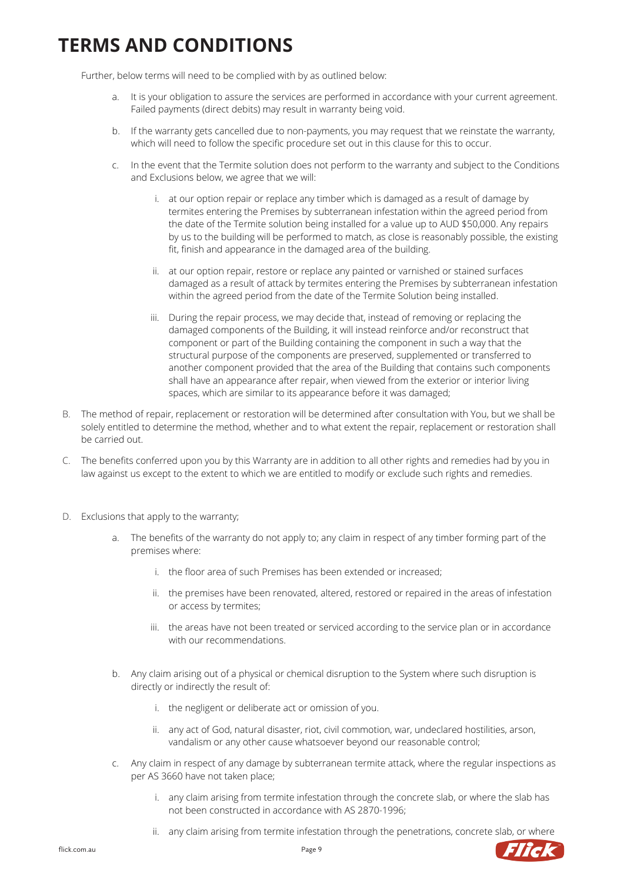# TERMS AND CONDITIONS

Further, below terms will need to be complied with by as outlined below:

a. It is your obligation to assure the services are performed in accordance with your current agreement. Failed payments (direct debits) may result in warranty being void.

b. If the warranty gets cancelled due to non-payments, you may request that we reinstate the warranty, which will need to follow the specific procedure set out in this clause for this to occur.

c. In the event that the Termite solution does not perform to the warranty and subject to the Conditions and Exclusions below, we agree that we will:

   i. at our option repair or replace any timber which is damaged as a result of damage by termites entering the Premises by subterranean infestation within the agreed period from the date of the Termite solution being installed for a value up to AUD $50,000. Any repairs by us to the building will be performed to match, as close is reasonably possible, the existing fit, finish and appearance in the damaged area of the building.

   ii. at our option repair, restore or replace any painted or varnished or stained surfaces damaged as a result of attack by termites entering the Premises by subterranean infestation within the agreed period from the date of the Termite Solution being installed.

   iii. During the repair process, we may decide that, instead of removing or replacing the damaged components of the Building, it will instead reinforce and/or reconstruct that component or part of the Building containing the component in such a way that the structural purpose of the components are preserved, supplemented or transferred to another component provided that the area of the Building that contains such components shall have an appearance after repair, when viewed from the exterior or interior living spaces, which are similar to its appearance before it was damaged;

B. The method of repair, replacement or restoration will be determined after consultation with You, but we shall be solely entitled to determine the method, whether and to what extent the repair, replacement or restoration shall be carried out.

C. The benefits conferred upon you by this Warranty are in addition to all other rights and remedies had by you in law against us except to the extent to which we are entitled to modify or exclude such rights and remedies.

D. Exclusions that apply to the warranty;

a. The benefits of the warranty do not apply to; any claim in respect of any timber forming part of the premises where:

   i. the floor area of such Premises has been extended or increased;

   ii. the premises have been renovated, altered, restored or repaired in the areas of infestation or access by termites;

   iii. the areas have not been treated or serviced according to the service plan or in accordance with our recommendations.

b. Any claim arising out of a physical or chemical disruption to the System where such disruption is directly or indirectly the result of:

   i. the negligent or deliberate act or omission of you.

   ii. any act of God, natural disaster, riot, civil commotion, war, undeclared hostilities, arson, vandalism or any other cause whatsoever beyond our reasonable control;

c. Any claim in respect of any damage by subterranean termite attack, where the regular inspections as per AS 3660 have not taken place;

   i. any claim arising from termite infestation through the concrete slab, or where the slab has not been constructed in accordance with AS 2870-1996;

   ii. any claim arising from termite infestation through the penetrations, concrete slab, or where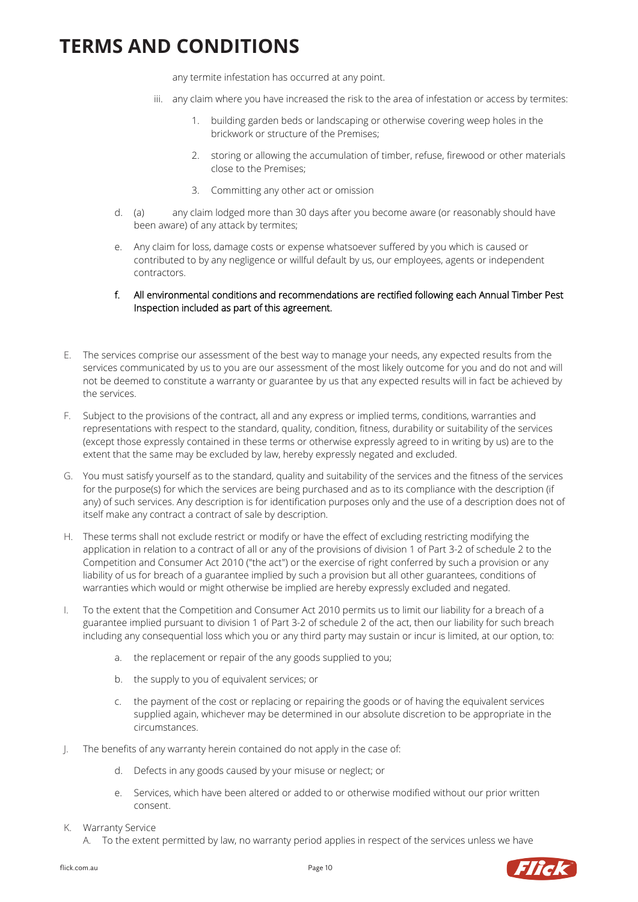# TERMS AND CONDITIONS

any termite infestation has occurred at any point.

iii. any claim where you have increased the risk to the area of infestation or access by termites:

1. building garden beds or landscaping or otherwise covering weep holes in the brickwork or structure of the Premises;

2. storing or allowing the accumulation of timber, refuse, firewood or other materials close to the Premises;

3. Committing any other act or omission

d. (a) any claim lodged more than 30 days after you become aware (or reasonably should have been aware) of any attack by termites;

e. Any claim for loss, damage costs or expense whatsoever suffered by you which is caused or contributed to by any negligence or willful default by us, our employees, agents or independent contractors.

f. All environmental conditions and recommendations are rectified following each Annual Timber Pest Inspection included as part of this agreement.

E. The services comprise our assessment of the best way to manage your needs, any expected results from the services communicated by us to you are our assessment of the most likely outcome for you and do not and will not be deemed to constitute a warranty or guarantee by us that any expected results will in fact be achieved by the services.

F. Subject to the provisions of the contract, all and any express or implied terms, conditions, warranties and representations with respect to the standard, quality, condition, fitness, durability or suitability of the services (except those expressly contained in these terms or otherwise expressly agreed to in writing by us) are to the extent that the same may be excluded by law, hereby expressly negated and excluded.

G. You must satisfy yourself as to the standard, quality and suitability of the services and the fitness of the services for the purpose(s) for which the services are being purchased and as to its compliance with the description (if any) of such services. Any description is for identification purposes only and the use of a description does not of itself make any contract a contract of sale by description.

H. These terms shall not exclude restrict or modify or have the effect of excluding restricting modifying the application in relation to a contract of all or any of the provisions of division 1 of Part 3-2 of schedule 2 to the Competition and Consumer Act 2010 ("the act") or the exercise of right conferred by such a provision or any liability of us for breach of a guarantee implied by such a provision but all other guarantees, conditions of warranties which would or might otherwise be implied are hereby expressly excluded and negated.

I. To the extent that the Competition and Consumer Act 2010 permits us to limit our liability for a breach of a guarantee implied pursuant to division 1 of Part 3-2 of schedule 2 of the act, then our liability for such breach including any consequential loss which you or any third party may sustain or incur is limited, at our option, to:

a. the replacement or repair of the any goods supplied to you;

b. the supply to you of equivalent services; or

c. the payment of the cost or replacing or repairing the goods or of having the equivalent services supplied again, whichever may be determined in our absolute discretion to be appropriate in the circumstances.

J. The benefits of any warranty herein contained do not apply in the case of:

d. Defects in any goods caused by your misuse or neglect; or

e. Services, which have been altered or added to or otherwise modified without our prior written consent.

K. Warranty Service

A. To the extent permitted by law, no warranty period applies in respect of the services unless we have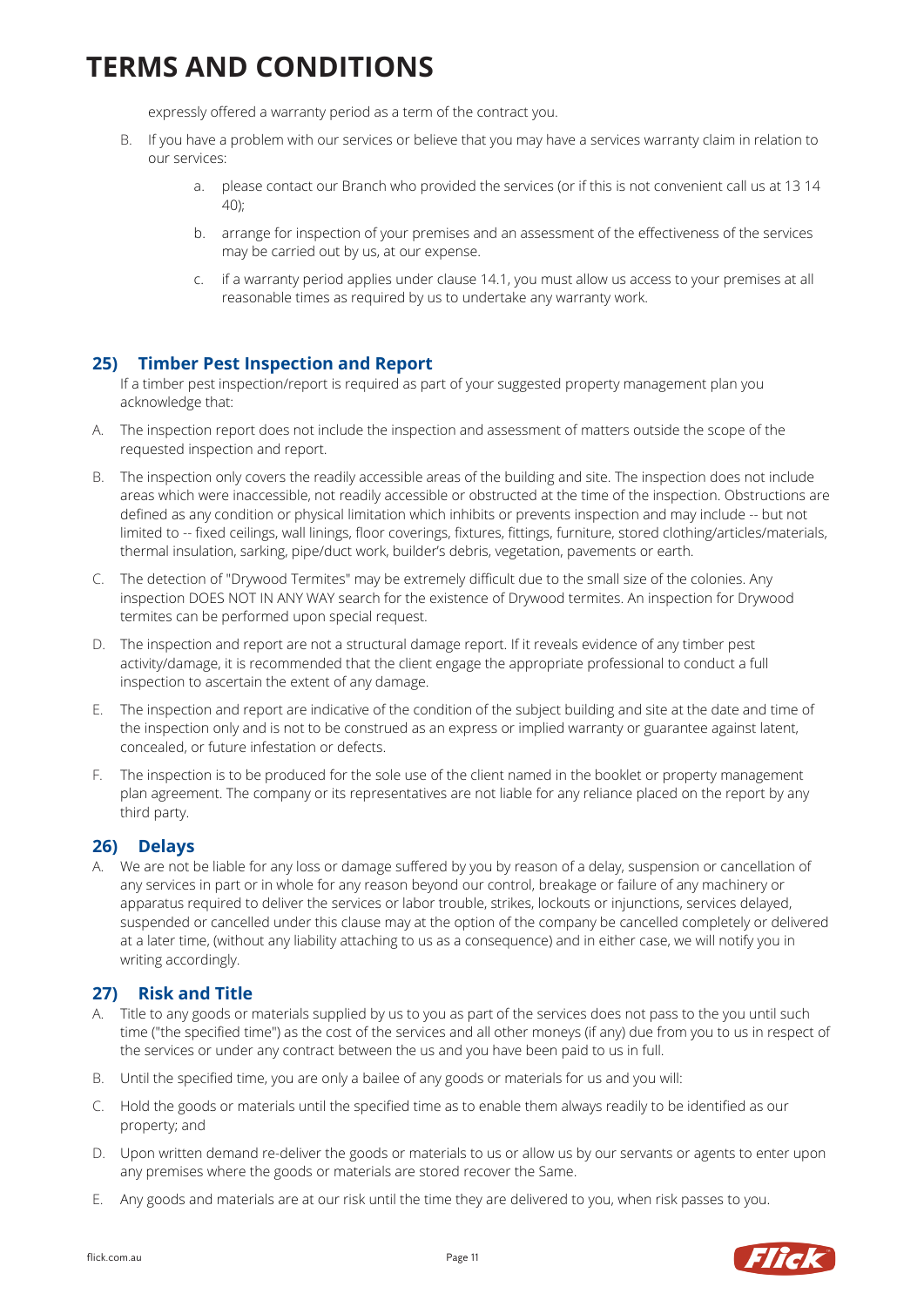# TERMS AND CONDITIONS

expressly offered a warranty period as a term of the contract you.

B. If you have a problem with our services or believe that you may have a services warranty claim in relation to our services:

   a. please contact our Branch who provided the services (or if this is not convenient call us at 13 14 40);

   b. arrange for inspection of your premises and an assessment of the effectiveness of the services may be carried out by us, at our expense.

   c. if a warranty period applies under clause 14.1, you must allow us access to your premises at all reasonable times as required by us to undertake any warranty work.

## 25) Timber Pest Inspection and Report

If a timber pest inspection/report is required as part of your suggested property management plan you acknowledge that:

A. The inspection report does not include the inspection and assessment of matters outside the scope of the requested inspection and report.

B. The inspection only covers the readily accessible areas of the building and site. The inspection does not include areas which were inaccessible, not readily accessible or obstructed at the time of the inspection. Obstructions are defined as any condition or physical limitation which inhibits or prevents inspection and may include -- but not limited to -- fixed ceilings, wall linings, floor coverings, fixtures, fittings, furniture, stored clothing/articles/materials, thermal insulation, sarking, pipe/duct work, builder's debris, vegetation, pavements or earth.

C. The detection of "Drywood Termites" may be extremely difficult due to the small size of the colonies. Any inspection DOES NOT IN ANY WAY search for the existence of Drywood termites. An inspection for Drywood termites can be performed upon special request.

D. The inspection and report are not a structural damage report. If it reveals evidence of any timber pest activity/damage, it is recommended that the client engage the appropriate professional to conduct a full inspection to ascertain the extent of any damage.

E. The inspection and report are indicative of the condition of the subject building and site at the date and time of the inspection only and is not to be construed as an express or implied warranty or guarantee against latent, concealed, or future infestation or defects.

F. The inspection is to be produced for the sole use of the client named in the booklet or property management plan agreement. The company or its representatives are not liable for any reliance placed on the report by any third party.

## 26) Delays

A. We are not be liable for any loss or damage suffered by you by reason of a delay, suspension or cancellation of any services in part or in whole for any reason beyond our control, breakage or failure of any machinery or apparatus required to deliver the services or labor trouble, strikes, lockouts or injunctions, services delayed, suspended or cancelled under this clause may at the option of the company be cancelled completely or delivered at a later time, (without any liability attaching to us as a consequence) and in either case, we will notify you in writing accordingly.

## 27) Risk and Title

A. Title to any goods or materials supplied by us to you as part of the services does not pass to the you until such time ("the specified time") as the cost of the services and all other moneys (if any) due from you to us in respect of the services or under any contract between the us and you have been paid to us in full.

B. Until the specified time, you are only a bailee of any goods or materials for us and you will:

C. Hold the goods or materials until the specified time as to enable them always readily to be identified as our property; and

D. Upon written demand re-deliver the goods or materials to us or allow us by our servants or agents to enter upon any premises where the goods or materials are stored recover the Same.

E. Any goods and materials are at our risk until the time they are delivered to you, when risk passes to you.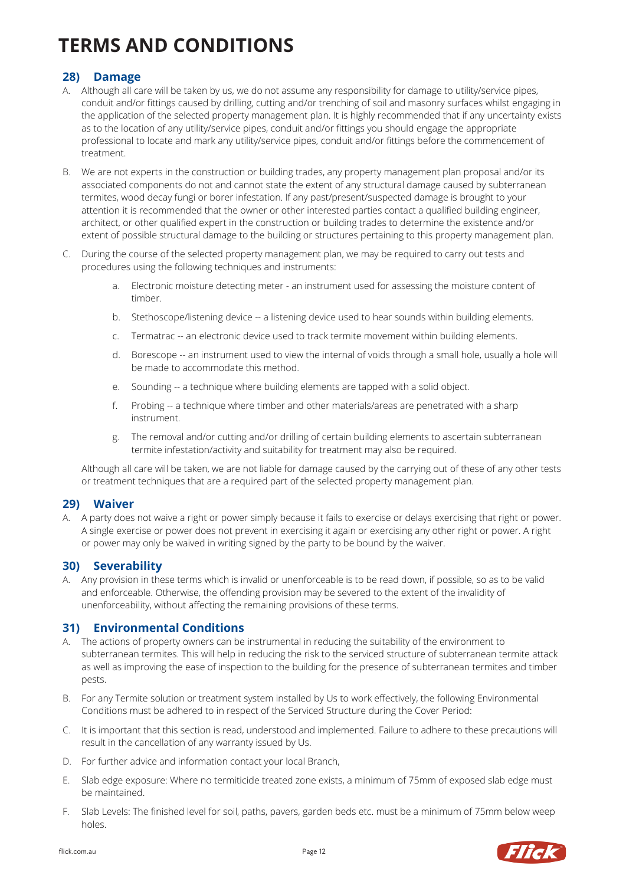# TERMS AND CONDITIONS

## 28) Damage

A. Although all care will be taken by us, we do not assume any responsibility for damage to utility/service pipes, conduit and/or fittings caused by drilling, cutting and/or trenching of soil and masonry surfaces whilst engaging in the application of the selected property management plan. It is highly recommended that if any uncertainty exists as to the location of any utility/service pipes, conduit and/or fittings you should engage the appropriate professional to locate and mark any utility/service pipes, conduit and/or fittings before the commencement of treatment.

B. We are not experts in the construction or building trades, any property management plan proposal and/or its associated components do not and cannot state the extent of any structural damage caused by subterranean termites, wood decay fungi or borer infestation. If any past/present/suspected damage is brought to your attention it is recommended that the owner or other interested parties contact a qualified building engineer, architect, or other qualified expert in the construction or building trades to determine the existence and/or extent of possible structural damage to the building or structures pertaining to this property management plan.

C. During the course of the selected property management plan, we may be required to carry out tests and procedures using the following techniques and instruments:

   a. Electronic moisture detecting meter - an instrument used for assessing the moisture content of timber.

   b. Stethoscope/listening device -- a listening device used to hear sounds within building elements.

   c. Termatrac -- an electronic device used to track termite movement within building elements.

   d. Borescope -- an instrument used to view the internal of voids through a small hole, usually a hole will be made to accommodate this method.

   e. Sounding -- a technique where building elements are tapped with a solid object.

   f. Probing -- a technique where timber and other materials/areas are penetrated with a sharp instrument.

   g. The removal and/or cutting and/or drilling of certain building elements to ascertain subterranean termite infestation/activity and suitability for treatment may also be required.

   Although all care will be taken, we are not liable for damage caused by the carrying out of these of any other tests or treatment techniques that are a required part of the selected property management plan.

## 29) Waiver

A. A party does not waive a right or power simply because it fails to exercise or delays exercising that right or power. A single exercise or power does not prevent in exercising it again or exercising any other right or power. A right or power may only be waived in writing signed by the party to be bound by the waiver.

## 30) Severability

A. Any provision in these terms which is invalid or unenforceable is to be read down, if possible, so as to be valid and enforceable. Otherwise, the offending provision may be severed to the extent of the invalidity of unenforceability, without affecting the remaining provisions of these terms.

## 31) Environmental Conditions

A. The actions of property owners can be instrumental in reducing the suitability of the environment to subterranean termites. This will help in reducing the risk to the serviced structure of subterranean termite attack as well as improving the ease of inspection to the building for the presence of subterranean termites and timber pests.

B. For any Termite solution or treatment system installed by Us to work effectively, the following Environmental Conditions must be adhered to in respect of the Serviced Structure during the Cover Period:

C. It is important that this section is read, understood and implemented. Failure to adhere to these precautions will result in the cancellation of any warranty issued by Us.

D. For further advice and information contact your local Branch,

E. Slab edge exposure: Where no termiticide treated zone exists, a minimum of 75mm of exposed slab edge must be maintained.

F. Slab Levels: The finished level for soil, paths, pavers, garden beds etc. must be a minimum of 75mm below weep holes.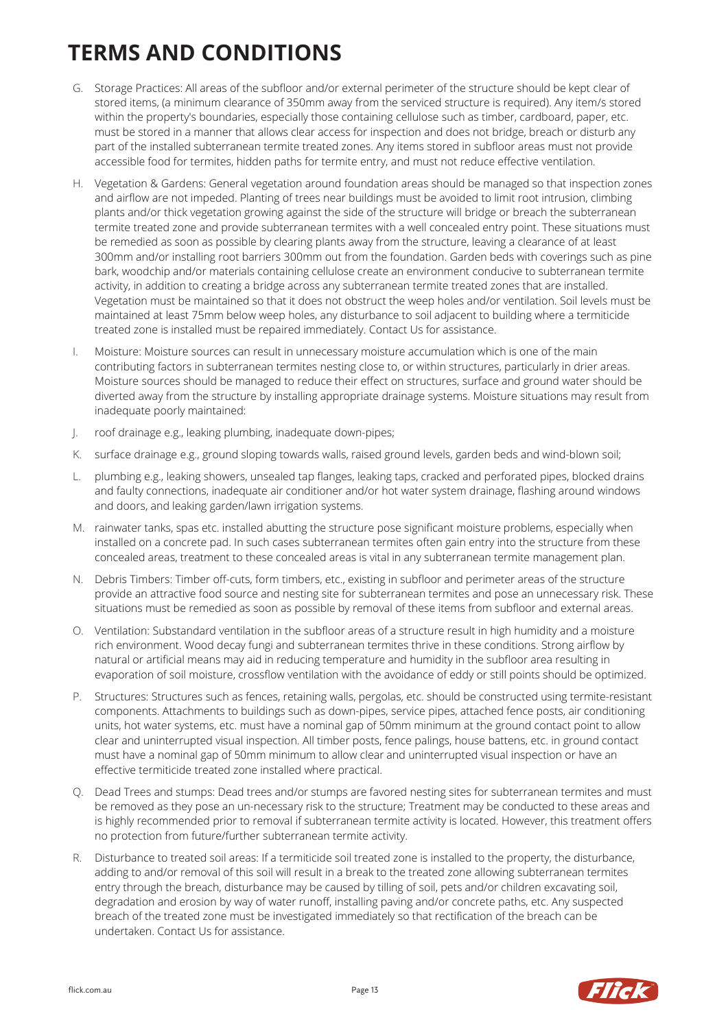# TERMS AND CONDITIONS

G. Storage Practices: All areas of the subfloor and/or external perimeter of the structure should be kept clear of stored items, (a minimum clearance of 350mm away from the serviced structure is required). Any item/s stored within the property's boundaries, especially those containing cellulose such as timber, cardboard, paper, etc. must be stored in a manner that allows clear access for inspection and does not bridge, breach or disturb any part of the installed subterranean termite treated zones. Any items stored in subfloor areas must not provide accessible food for termites, hidden paths for termite entry, and must not reduce effective ventilation.

H. Vegetation & Gardens: General vegetation around foundation areas should be managed so that inspection zones and airflow are not impeded. Planting of trees near buildings must be avoided to limit root intrusion, climbing plants and/or thick vegetation growing against the side of the structure will bridge or breach the subterranean termite treated zone and provide subterranean termites with a well concealed entry point. These situations must be remedied as soon as possible by clearing plants away from the structure, leaving a clearance of at least 300mm and/or installing root barriers 300mm out from the foundation. Garden beds with coverings such as pine bark, woodchip and/or materials containing cellulose create an environment conducive to subterranean termite activity, in addition to creating a bridge across any subterranean termite treated zones that are installed. Vegetation must be maintained so that it does not obstruct the weep holes and/or ventilation. Soil levels must be maintained at least 75mm below weep holes, any disturbance to soil adjacent to building where a termiticide treated zone is installed must be repaired immediately. Contact Us for assistance.

I. Moisture: Moisture sources can result in unnecessary moisture accumulation which is one of the main contributing factors in subterranean termites nesting close to, or within structures, particularly in drier areas. Moisture sources should be managed to reduce their effect on structures, surface and ground water should be diverted away from the structure by installing appropriate drainage systems. Moisture situations may result from inadequate poorly maintained:

J. roof drainage e.g., leaking plumbing, inadequate down-pipes;

K. surface drainage e.g., ground sloping towards walls, raised ground levels, garden beds and wind-blown soil;

L. plumbing e.g., leaking showers, unsealed tap flanges, leaking taps, cracked and perforated pipes, blocked drains and faulty connections, inadequate air conditioner and/or hot water system drainage, flashing around windows and doors, and leaking garden/lawn irrigation systems.

M. rainwater tanks, spas etc. installed abutting the structure pose significant moisture problems, especially when installed on a concrete pad. In such cases subterranean termites often gain entry into the structure from these concealed areas, treatment to these concealed areas is vital in any subterranean termite management plan.

N. Debris Timbers: Timber off-cuts, form timbers, etc., existing in subfloor and perimeter areas of the structure provide an attractive food source and nesting site for subterranean termites and pose an unnecessary risk. These situations must be remedied as soon as possible by removal of these items from subfloor and external areas.

O. Ventilation: Substandard ventilation in the subfloor areas of a structure result in high humidity and a moisture rich environment. Wood decay fungi and subterranean termites thrive in these conditions. Strong airflow by natural or artificial means may aid in reducing temperature and humidity in the subfloor area resulting in evaporation of soil moisture, crossflow ventilation with the avoidance of eddy or still points should be optimized.

P. Structures: Structures such as fences, retaining walls, pergolas, etc. should be constructed using termite-resistant components. Attachments to buildings such as down-pipes, service pipes, attached fence posts, air conditioning units, hot water systems, etc. must have a nominal gap of 50mm minimum at the ground contact point to allow clear and uninterrupted visual inspection. All timber posts, fence palings, house battens, etc. in ground contact must have a nominal gap of 50mm minimum to allow clear and uninterrupted visual inspection or have an effective termiticide treated zone installed where practical.

Q. Dead Trees and stumps: Dead trees and/or stumps are favored nesting sites for subterranean termites and must be removed as they pose an un-necessary risk to the structure; Treatment may be conducted to these areas and is highly recommended prior to removal if subterranean termite activity is located. However, this treatment offers no protection from future/further subterranean termite activity.

R. Disturbance to treated soil areas: If a termiticide soil treated zone is installed to the property, the disturbance, adding to and/or removal of this soil will result in a break to the treated zone allowing subterranean termites entry through the breach, disturbance may be caused by tilling of soil, pets and/or children excavating soil, degradation and erosion by way of water runoff, installing paving and/or concrete paths, etc. Any suspected breach of the treated zone must be investigated immediately so that rectification of the breach can be undertaken. Contact Us for assistance.